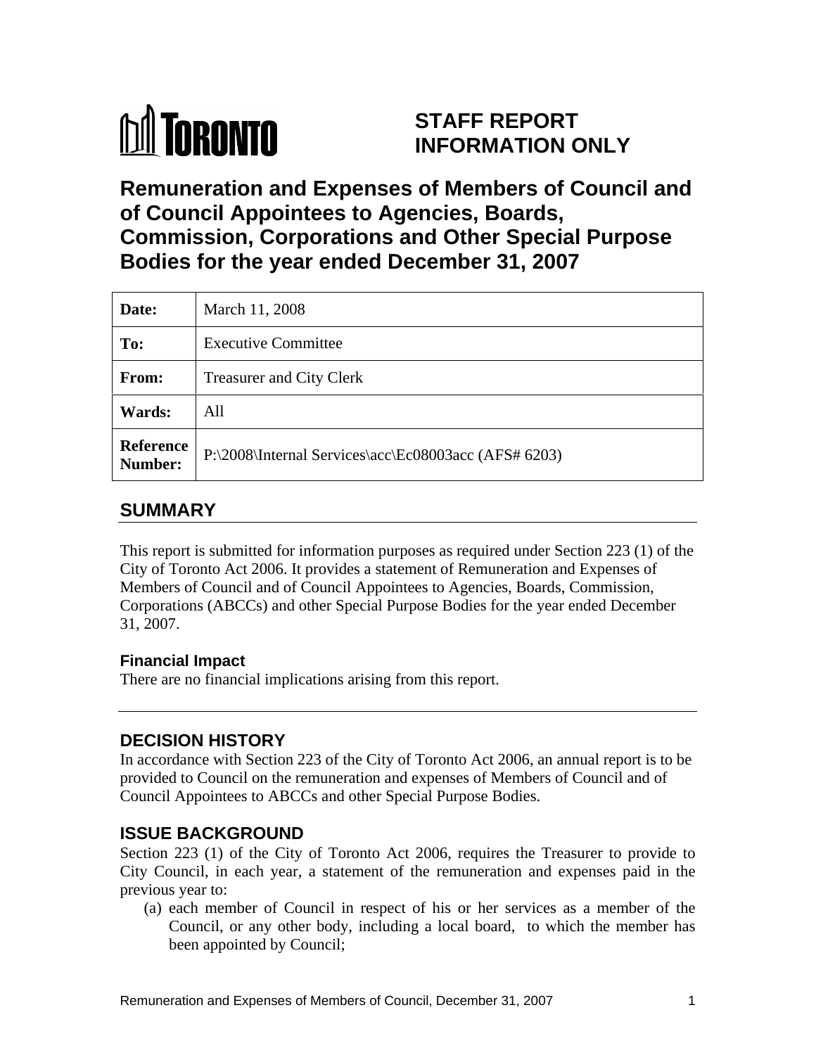TORONTO

# STAFF REPORT INFORMATION ONLY

# Remuneration and Expenses of Members of Council and of Council Appointees to Agencies, Boards, Commission, Corporations and Other Special Purpose Bodies for the year ended December 31, 2007

| | |
|---|---|
| **Date:** | March 11, 2008 |
| **To:** | Executive Committee |
| **From:** | Treasurer and City Clerk |
| **Wards:** | All |
| **Reference Number:** | P:\2008\Internal Services\acc\Ec08003acc (AFS# 6203) |

## SUMMARY

This report is submitted for information purposes as required under Section 223 (1) of the City of Toronto Act 2006. It provides a statement of Remuneration and Expenses of Members of Council and of Council Appointees to Agencies, Boards, Commission, Corporations (ABCCs) and other Special Purpose Bodies for the year ended December 31, 2007.

### Financial Impact

There are no financial implications arising from this report.

## DECISION HISTORY

In accordance with Section 223 of the City of Toronto Act 2006, an annual report is to be provided to Council on the remuneration and expenses of Members of Council and of Council Appointees to ABCCs and other Special Purpose Bodies.

## ISSUE BACKGROUND

Section 223 (1) of the City of Toronto Act 2006, requires the Treasurer to provide to City Council, in each year, a statement of the remuneration and expenses paid in the previous year to:

(a) each member of Council in respect of his or her services as a member of the Council, or any other body, including a local board, to which the member has been appointed by Council;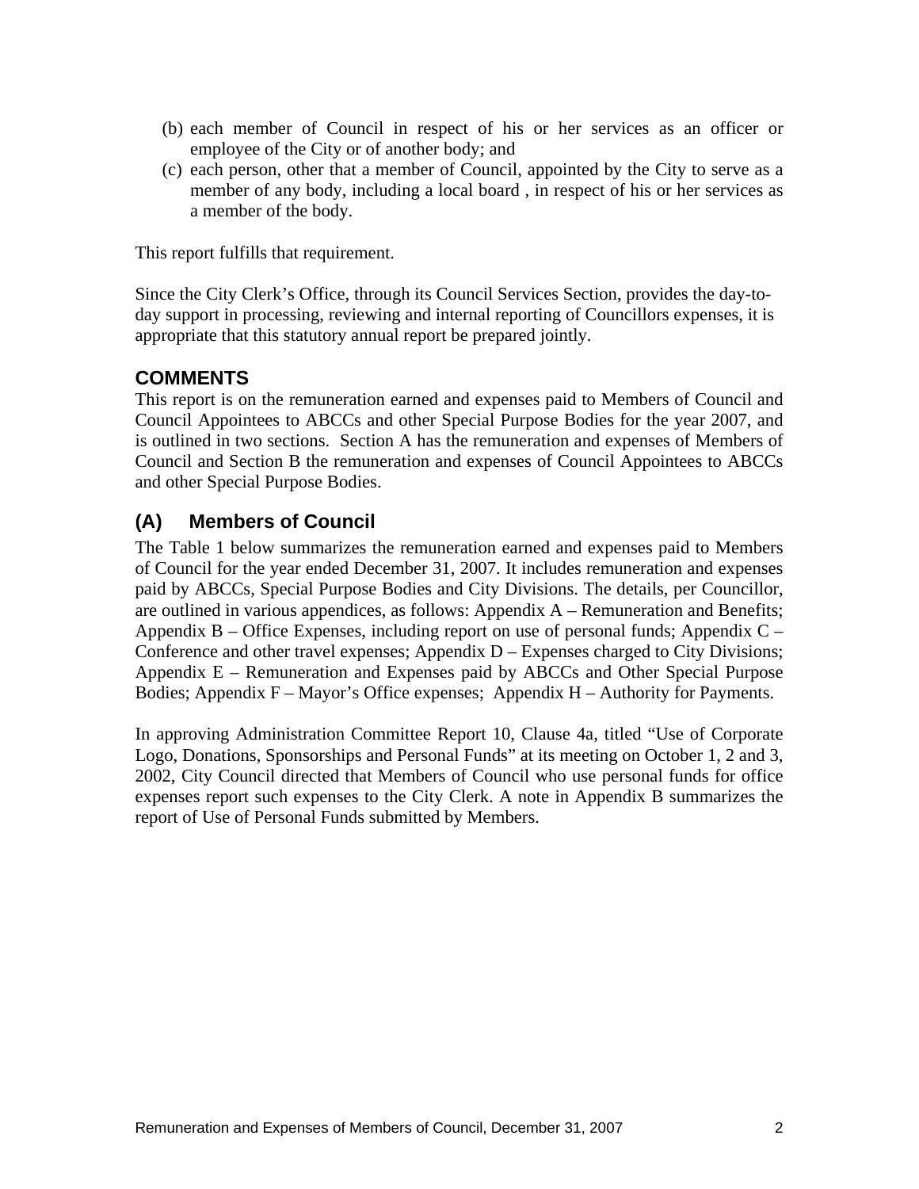(b) each member of Council in respect of his or her services as an officer or employee of the City or of another body; and

(c) each person, other that a member of Council, appointed by the City to serve as a member of any body, including a local board , in respect of his or her services as a member of the body.

This report fulfills that requirement.

Since the City Clerk's Office, through its Council Services Section, provides the day-to-day support in processing, reviewing and internal reporting of Councillors expenses, it is appropriate that this statutory annual report be prepared jointly.

## COMMENTS

This report is on the remuneration earned and expenses paid to Members of Council and Council Appointees to ABCCs and other Special Purpose Bodies for the year 2007, and is outlined in two sections. Section A has the remuneration and expenses of Members of Council and Section B the remuneration and expenses of Council Appointees to ABCCs and other Special Purpose Bodies.

## (A) Members of Council

The Table 1 below summarizes the remuneration earned and expenses paid to Members of Council for the year ended December 31, 2007. It includes remuneration and expenses paid by ABCCs, Special Purpose Bodies and City Divisions. The details, per Councillor, are outlined in various appendices, as follows: Appendix A – Remuneration and Benefits; Appendix B – Office Expenses, including report on use of personal funds; Appendix C – Conference and other travel expenses; Appendix D – Expenses charged to City Divisions; Appendix E – Remuneration and Expenses paid by ABCCs and Other Special Purpose Bodies; Appendix F – Mayor's Office expenses; Appendix H – Authority for Payments.

In approving Administration Committee Report 10, Clause 4a, titled "Use of Corporate Logo, Donations, Sponsorships and Personal Funds" at its meeting on October 1, 2 and 3, 2002, City Council directed that Members of Council who use personal funds for office expenses report such expenses to the City Clerk. A note in Appendix B summarizes the report of Use of Personal Funds submitted by Members.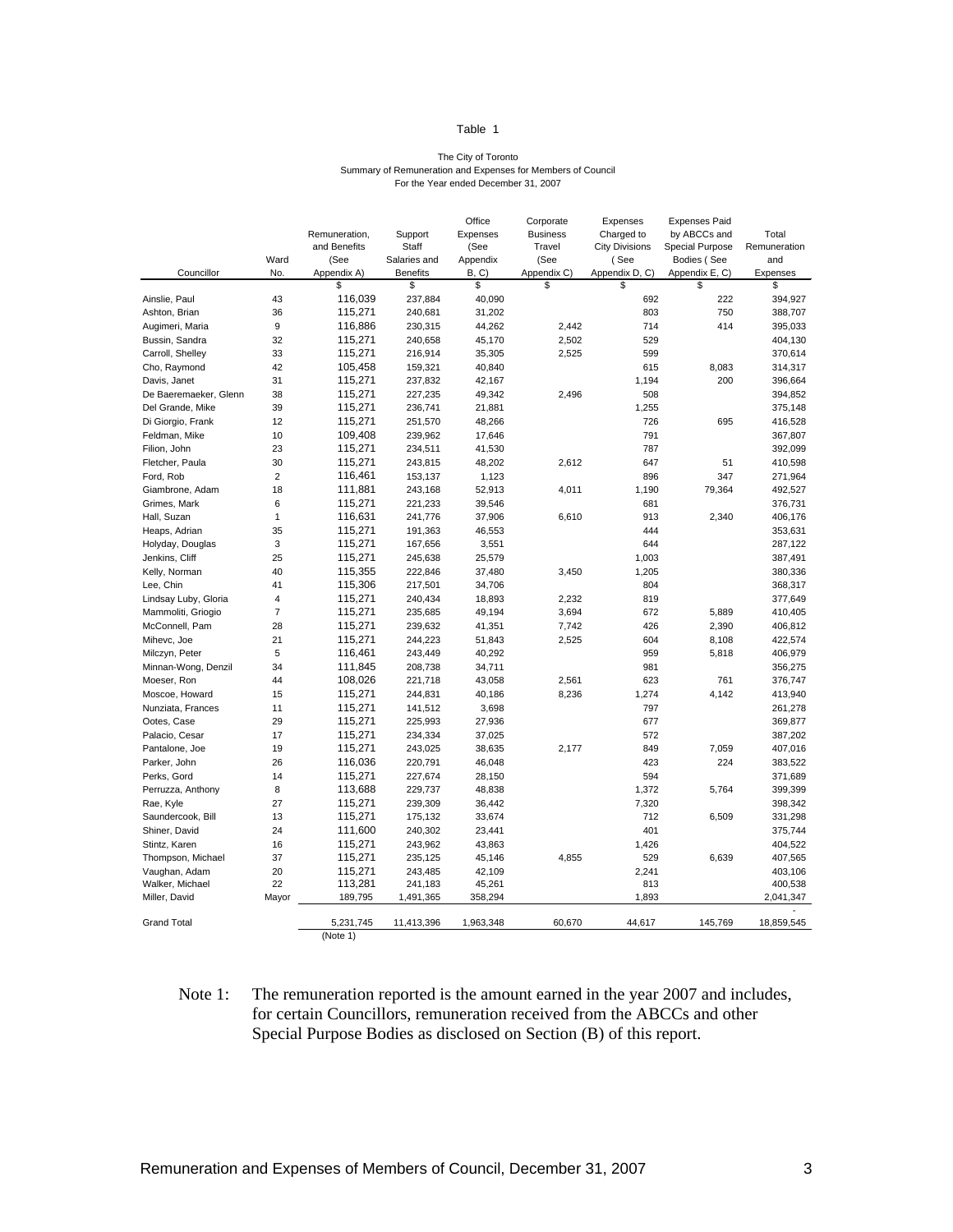Table 1

The City of Toronto
Summary of Remuneration and Expenses for Members of Council
For the Year ended December 31, 2007

| Councillor | Ward No. | Remuneration, and Benefits (See Appendix A) | Support Staff Salaries and Benefits | Office Expenses (See Appendix B, C) | Corporate Business Travel (See Appendix C) | Expenses Charged to City Divisions ( See Appendix D, C) | Expenses Paid by ABCCs and Special Purpose Bodies ( See Appendix E, C) | Total Remuneration and Expenses |
|---|---|---|---|---|---|---|---|---|
| | | $ | $ | $ | $ | $ | $ | $ |
| Ainslie, Paul | 43 | 116,039 | 237,884 | 40,090 | | 692 | 222 | 394,927 |
| Ashton, Brian | 36 | 115,271 | 240,681 | 31,202 | | 803 | 750 | 388,707 |
| Augimeri, Maria | 9 | 116,886 | 230,315 | 44,262 | 2,442 | 714 | 414 | 395,033 |
| Bussin, Sandra | 32 | 115,271 | 240,658 | 45,170 | 2,502 | 529 | | 404,130 |
| Carroll, Shelley | 33 | 115,271 | 216,914 | 35,305 | 2,525 | 599 | | 370,614 |
| Cho, Raymond | 42 | 105,458 | 159,321 | 40,840 | | 615 | 8,083 | 314,317 |
| Davis, Janet | 31 | 115,271 | 237,832 | 42,167 | | 1,194 | 200 | 396,664 |
| De Baeremaeker, Glenn | 38 | 115,271 | 227,235 | 49,342 | 2,496 | 508 | | 394,852 |
| Del Grande, Mike | 39 | 115,271 | 236,741 | 21,881 | | 1,255 | | 375,148 |
| Di Giorgio, Frank | 12 | 115,271 | 251,570 | 48,266 | | 726 | 695 | 416,528 |
| Feldman, Mike | 10 | 109,408 | 239,962 | 17,646 | | 791 | | 367,807 |
| Filion, John | 23 | 115,271 | 234,511 | 41,530 | | 787 | | 392,099 |
| Fletcher, Paula | 30 | 115,271 | 243,815 | 48,202 | 2,612 | 647 | 51 | 410,598 |
| Ford, Rob | 2 | 116,461 | 153,137 | 1,123 | | 896 | 347 | 271,964 |
| Giambrone, Adam | 18 | 111,881 | 243,168 | 52,913 | 4,011 | 1,190 | 79,364 | 492,527 |
| Grimes, Mark | 6 | 115,271 | 221,233 | 39,546 | | 681 | | 376,731 |
| Hall, Suzan | 1 | 116,631 | 241,776 | 37,906 | 6,610 | 913 | 2,340 | 406,176 |
| Heaps, Adrian | 35 | 115,271 | 191,363 | 46,553 | | 444 | | 353,631 |
| Holyday, Douglas | 3 | 115,271 | 167,656 | 3,551 | | 644 | | 287,122 |
| Jenkins, Cliff | 25 | 115,271 | 245,638 | 25,579 | | 1,003 | | 387,491 |
| Kelly, Norman | 40 | 115,355 | 222,846 | 37,480 | 3,450 | 1,205 | | 380,336 |
| Lee, Chin | 41 | 115,306 | 217,501 | 34,706 | | 804 | | 368,317 |
| Lindsay Luby, Gloria | 4 | 115,271 | 240,434 | 18,893 | 2,232 | 819 | | 377,649 |
| Mammoliti, Griogio | 7 | 115,271 | 235,685 | 49,194 | 3,694 | 672 | 5,889 | 410,405 |
| McConnell, Pam | 28 | 115,271 | 239,632 | 41,351 | 7,742 | 426 | 2,390 | 406,812 |
| Mihevc, Joe | 21 | 115,271 | 244,223 | 51,843 | 2,525 | 604 | 8,108 | 422,574 |
| Milczyn, Peter | 5 | 116,461 | 243,449 | 40,292 | | 959 | 5,818 | 406,979 |
| Minnan-Wong, Denzil | 34 | 111,845 | 208,738 | 34,711 | | 981 | | 356,275 |
| Moeser, Ron | 44 | 108,026 | 221,718 | 43,058 | 2,561 | 623 | 761 | 376,747 |
| Moscoe, Howard | 15 | 115,271 | 244,831 | 40,186 | 8,236 | 1,274 | 4,142 | 413,940 |
| Nunziata, Frances | 11 | 115,271 | 141,512 | 3,698 | | 797 | | 261,278 |
| Ootes, Case | 29 | 115,271 | 225,993 | 27,936 | | 677 | | 369,877 |
| Palacio, Cesar | 17 | 115,271 | 234,334 | 37,025 | | 572 | | 387,202 |
| Pantalone, Joe | 19 | 115,271 | 243,025 | 38,635 | 2,177 | 849 | 7,059 | 407,016 |
| Parker, John | 26 | 116,036 | 220,791 | 46,048 | | 423 | 224 | 383,522 |
| Perks, Gord | 14 | 115,271 | 227,674 | 28,150 | | 594 | | 371,689 |
| Perruzza, Anthony | 8 | 113,688 | 229,737 | 48,838 | | 1,372 | 5,764 | 399,399 |
| Rae, Kyle | 27 | 115,271 | 239,309 | 36,442 | | 7,320 | | 398,342 |
| Saundercook, Bill | 13 | 115,271 | 175,132 | 33,674 | | 712 | 6,509 | 331,298 |
| Shiner, David | 24 | 111,600 | 240,302 | 23,441 | | 401 | | 375,744 |
| Stintz, Karen | 16 | 115,271 | 243,962 | 43,863 | | 1,426 | | 404,522 |
| Thompson, Michael | 37 | 115,271 | 235,125 | 45,146 | 4,855 | 529 | 6,639 | 407,565 |
| Vaughan, Adam | 20 | 115,271 | 243,485 | 42,109 | | 2,241 | | 403,106 |
| Walker, Michael | 22 | 113,281 | 241,183 | 45,261 | | 813 | | 400,538 |
| Miller, David | Mayor | 189,795 | 1,491,365 | 358,294 | | 1,893 | | 2,041,347 |
| | | | | | | | | - |
| Grand Total | | 5,231,745 | 11,413,396 | 1,963,348 | 60,670 | 44,617 | 145,769 | 18,859,545 |
| | | (Note 1) | | | | | | |

Note 1: The remuneration reported is the amount earned in the year 2007 and includes, for certain Councillors, remuneration received from the ABCCs and other Special Purpose Bodies as disclosed on Section (B) of this report.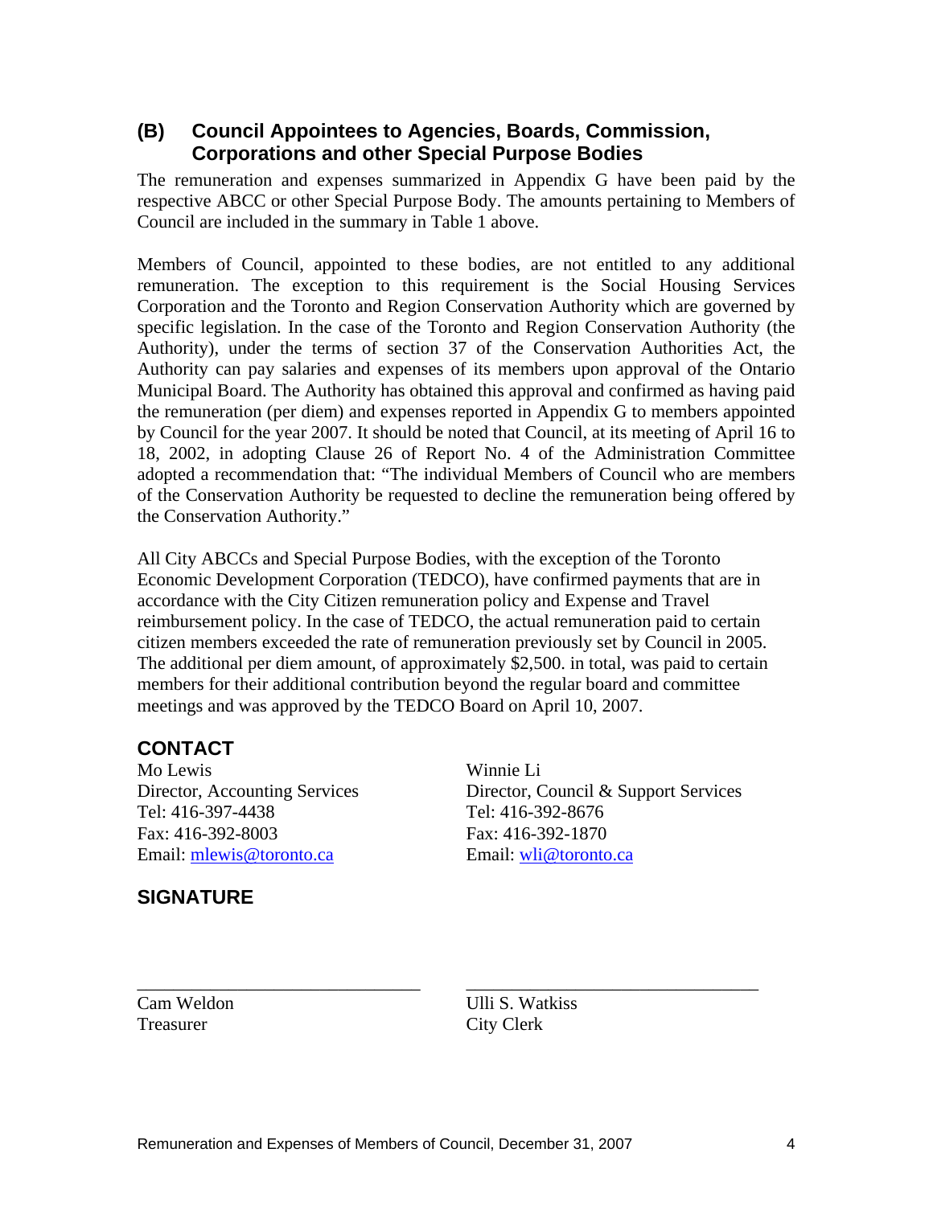## (B) Council Appointees to Agencies, Boards, Commission, Corporations and other Special Purpose Bodies

The remuneration and expenses summarized in Appendix G have been paid by the respective ABCC or other Special Purpose Body. The amounts pertaining to Members of Council are included in the summary in Table 1 above.

Members of Council, appointed to these bodies, are not entitled to any additional remuneration. The exception to this requirement is the Social Housing Services Corporation and the Toronto and Region Conservation Authority which are governed by specific legislation. In the case of the Toronto and Region Conservation Authority (the Authority), under the terms of section 37 of the Conservation Authorities Act, the Authority can pay salaries and expenses of its members upon approval of the Ontario Municipal Board. The Authority has obtained this approval and confirmed as having paid the remuneration (per diem) and expenses reported in Appendix G to members appointed by Council for the year 2007. It should be noted that Council, at its meeting of April 16 to 18, 2002, in adopting Clause 26 of Report No. 4 of the Administration Committee adopted a recommendation that: "The individual Members of Council who are members of the Conservation Authority be requested to decline the remuneration being offered by the Conservation Authority."

All City ABCCs and Special Purpose Bodies, with the exception of the Toronto Economic Development Corporation (TEDCO), have confirmed payments that are in accordance with the City Citizen remuneration policy and Expense and Travel reimbursement policy. In the case of TEDCO, the actual remuneration paid to certain citizen members exceeded the rate of remuneration previously set by Council in 2005. The additional per diem amount, of approximately $2,500. in total, was paid to certain members for their additional contribution beyond the regular board and committee meetings and was approved by the TEDCO Board on April 10, 2007.

## CONTACT

Mo Lewis
Director, Accounting Services
Tel: 416-397-4438
Fax: 416-392-8003
Email: mlewis@toronto.ca

Winnie Li
Director, Council & Support Services
Tel: 416-392-8676
Fax: 416-392-1870
Email: wli@toronto.ca

## SIGNATURE

_______________________________

Cam Weldon
Treasurer

_______________________________

Ulli S. Watkiss
City Clerk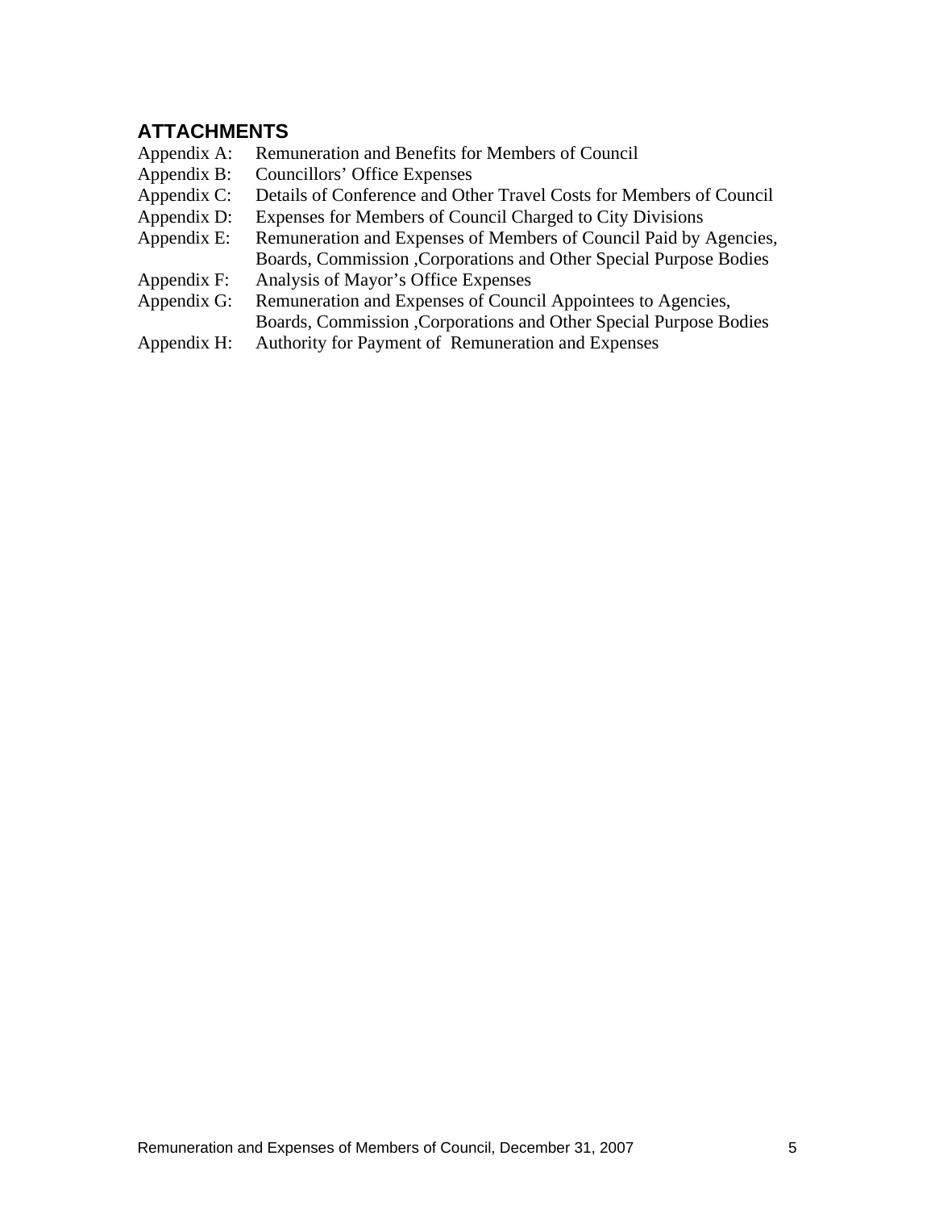## ATTACHMENTS

Appendix A: Remuneration and Benefits for Members of Council
Appendix B: Councillors' Office Expenses
Appendix C: Details of Conference and Other Travel Costs for Members of Council
Appendix D: Expenses for Members of Council Charged to City Divisions
Appendix E: Remuneration and Expenses of Members of Council Paid by Agencies, Boards, Commission ,Corporations and Other Special Purpose Bodies
Appendix F: Analysis of Mayor's Office Expenses
Appendix G: Remuneration and Expenses of Council Appointees to Agencies, Boards, Commission ,Corporations and Other Special Purpose Bodies
Appendix H: Authority for Payment of Remuneration and Expenses